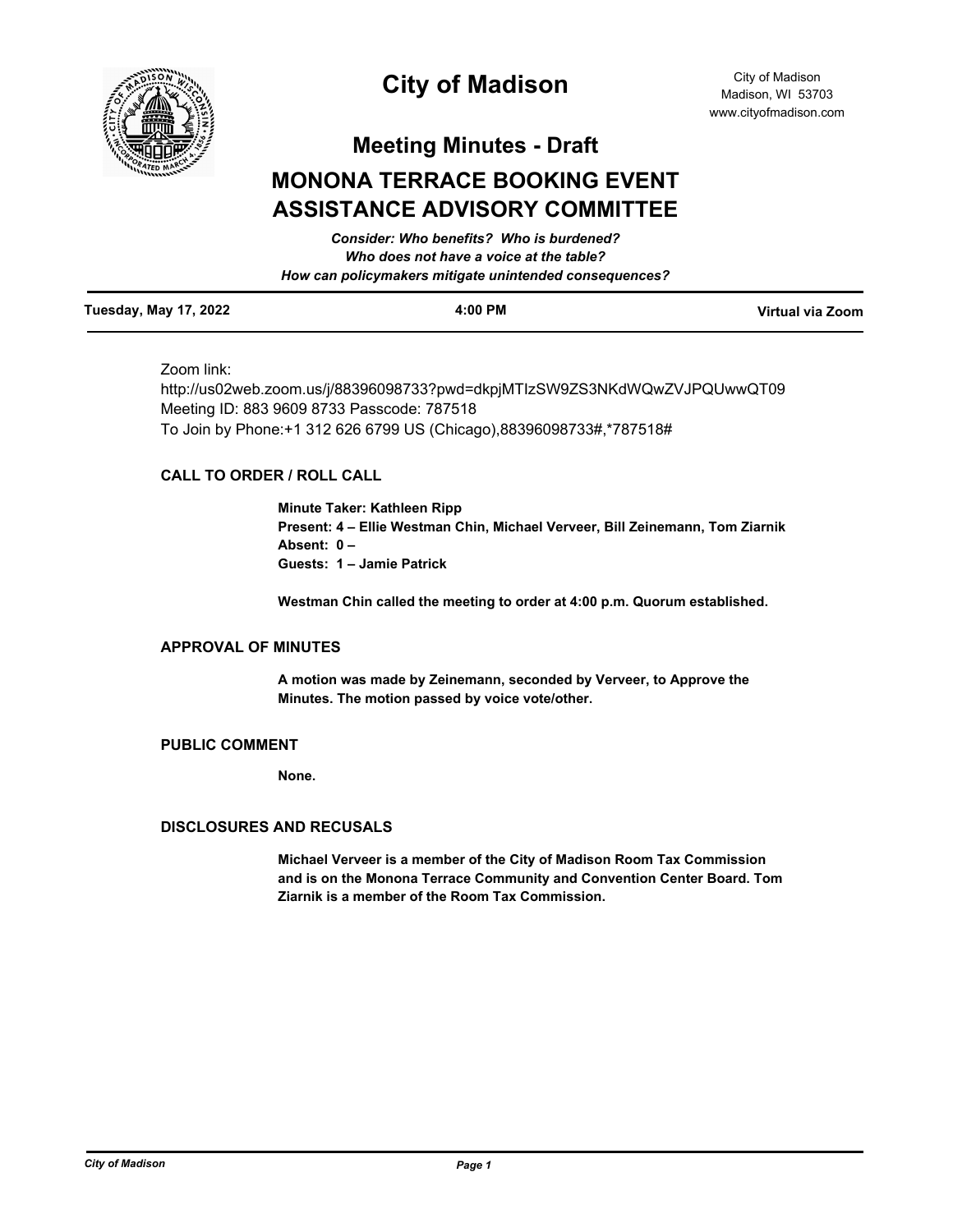# City of Madison

City of Madison
Madison, WI 53703
www.cityofmadison.com

## Meeting Minutes - Draft

## MONONA TERRACE BOOKING EVENT ASSISTANCE ADVISORY COMMITTEE

*Consider: Who benefits? Who is burdened?*
*Who does not have a voice at the table?*
*How can policymakers mitigate unintended consequences?*

**Tuesday, May 17, 2022** | **4:00 PM** | **Virtual via Zoom**

Zoom link:
http://us02web.zoom.us/j/88396098733?pwd=dkpjMTIzSW9ZS3NKdWQwZVJPQUwwQT09
Meeting ID: 883 9609 8733 Passcode: 787518
To Join by Phone:+1 312 626 6799 US (Chicago),88396098733#,*787518#

### CALL TO ORDER / ROLL CALL

**Minute Taker: Kathleen Ripp**
**Present: 4 – Ellie Westman Chin, Michael Verveer, Bill Zeinemann, Tom Ziarnik**
**Absent: 0 –**
**Guests: 1 – Jamie Patrick**

**Westman Chin called the meeting to order at 4:00 p.m. Quorum established.**

### APPROVAL OF MINUTES

**A motion was made by Zeinemann, seconded by Verveer, to Approve the Minutes. The motion passed by voice vote/other.**

### PUBLIC COMMENT

**None.**

### DISCLOSURES AND RECUSALS

**Michael Verveer is a member of the City of Madison Room Tax Commission and is on the Monona Terrace Community and Convention Center Board. Tom Ziarnik is a member of the Room Tax Commission.**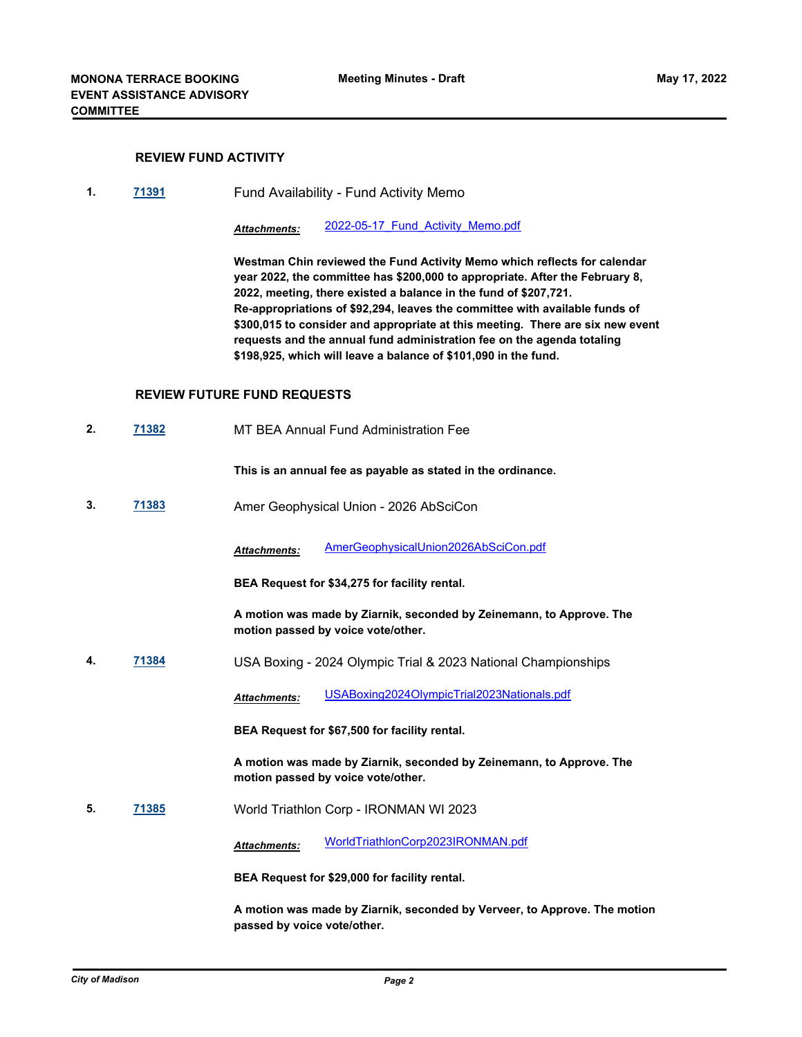## REVIEW FUND ACTIVITY

**1.** [71391](71391) Fund Availability - Fund Activity Memo

*Attachments:* 2022-05-17_Fund_Activity_Memo.pdf

**Westman Chin reviewed the Fund Activity Memo which reflects for calendar year 2022, the committee has $200,000 to appropriate. After the February 8, 2022, meeting, there existed a balance in the fund of $207,721. Re-appropriations of $92,294, leaves the committee with available funds of $300,015 to consider and appropriate at this meeting. There are six new event requests and the annual fund administration fee on the agenda totaling $198,925, which will leave a balance of $101,090 in the fund.**

## REVIEW FUTURE FUND REQUESTS

**2.** 71382 MT BEA Annual Fund Administration Fee

**This is an annual fee as payable as stated in the ordinance.**

**3.** 71383 Amer Geophysical Union - 2026 AbSciCon

*Attachments:* AmerGeophysicalUnion2026AbSciCon.pdf

**BEA Request for $34,275 for facility rental.**

**A motion was made by Ziarnik, seconded by Zeinemann, to Approve. The motion passed by voice vote/other.**

**4.** 71384 USA Boxing - 2024 Olympic Trial & 2023 National Championships

*Attachments:* USABoxing2024OlympicTrial2023Nationals.pdf

**BEA Request for $67,500 for facility rental.**

**A motion was made by Ziarnik, seconded by Zeinemann, to Approve. The motion passed by voice vote/other.**

**5.** 71385 World Triathlon Corp - IRONMAN WI 2023

*Attachments:* WorldTriathlonCorp2023IRONMAN.pdf

**BEA Request for $29,000 for facility rental.**

**A motion was made by Ziarnik, seconded by Verveer, to Approve. The motion passed by voice vote/other.**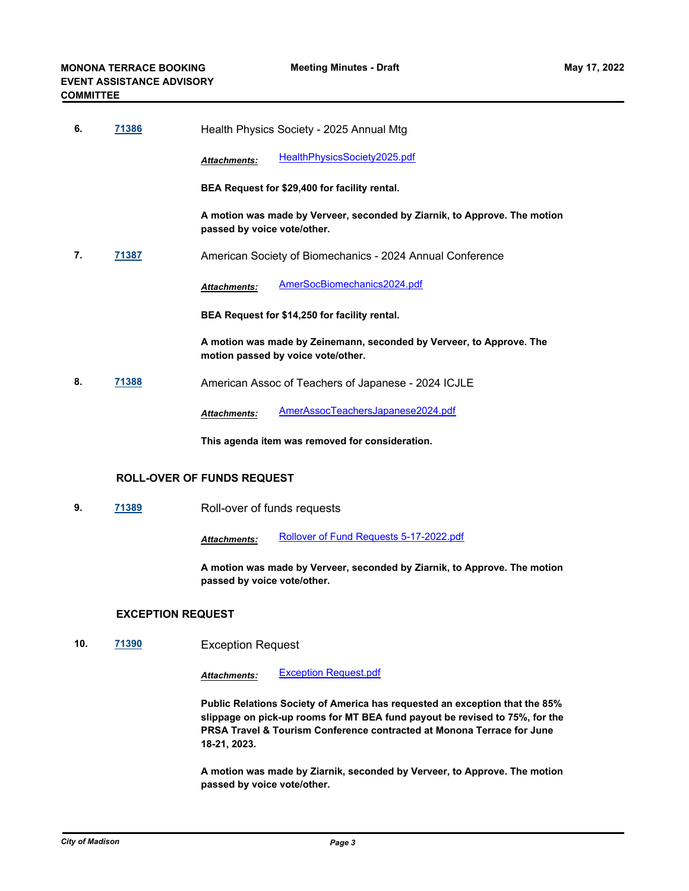6. **71386** Health Physics Society - 2025 Annual Mtg

*Attachments:* HealthPhysicsSociety2025.pdf

**BEA Request for $29,400 for facility rental.**

**A motion was made by Verveer, seconded by Ziarnik, to Approve. The motion passed by voice vote/other.**

7. **71387** American Society of Biomechanics - 2024 Annual Conference

*Attachments:* AmerSocBiomechanics2024.pdf

**BEA Request for $14,250 for facility rental.**

**A motion was made by Zeinemann, seconded by Verveer, to Approve. The motion passed by voice vote/other.**

8. **71388** American Assoc of Teachers of Japanese - 2024 ICJLE

*Attachments:* AmerAssocTeachersJapanese2024.pdf

**This agenda item was removed for consideration.**

## ROLL-OVER OF FUNDS REQUEST

9. **71389** Roll-over of funds requests

*Attachments:* Rollover of Fund Requests 5-17-2022.pdf

**A motion was made by Verveer, seconded by Ziarnik, to Approve. The motion passed by voice vote/other.**

## EXCEPTION REQUEST

10. **71390** Exception Request

*Attachments:* Exception Request.pdf

**Public Relations Society of America has requested an exception that the 85% slippage on pick-up rooms for MT BEA fund payout be revised to 75%, for the PRSA Travel & Tourism Conference contracted at Monona Terrace for June 18-21, 2023.**

**A motion was made by Ziarnik, seconded by Verveer, to Approve. The motion passed by voice vote/other.**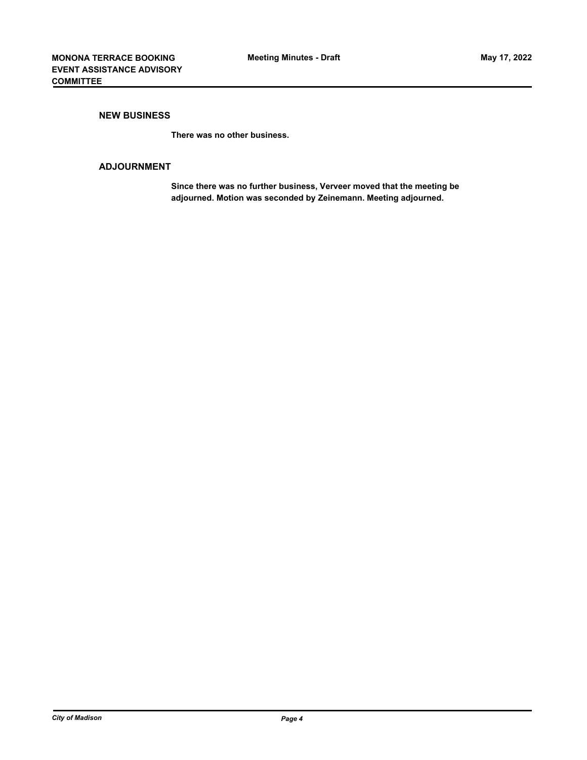## NEW BUSINESS

**There was no other business.**

## ADJOURNMENT

**Since there was no further business, Verveer moved that the meeting be adjourned. Motion was seconded by Zeinemann. Meeting adjourned.**